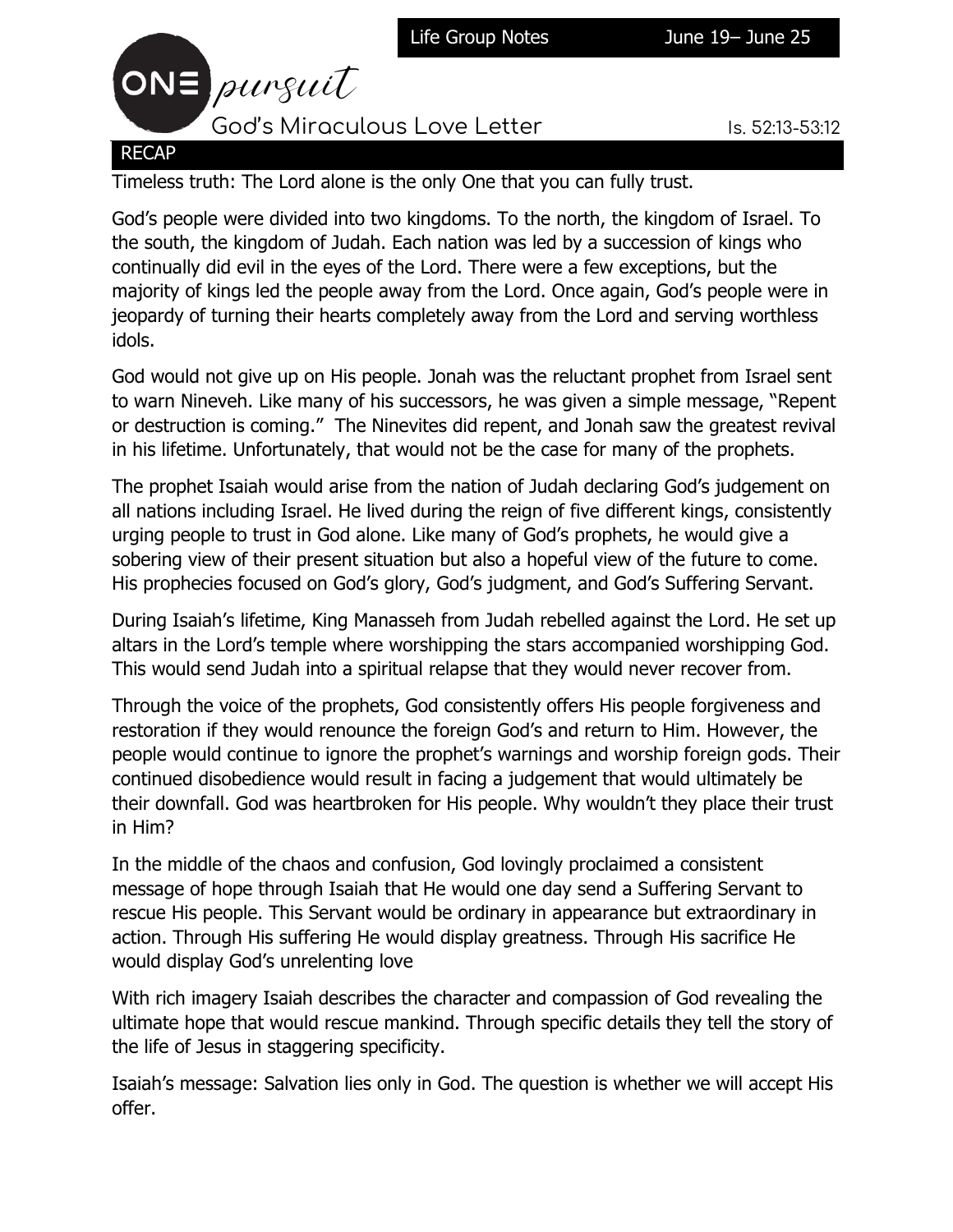Life Group Notes June 19– June 25

# ONE pursuit

## God's Miraculous Love Letter

Is. 52:13-53:12

### RECAP

Timeless truth: The Lord alone is the only One that you can fully trust.

God's people were divided into two kingdoms. To the north, the kingdom of Israel. To the south, the kingdom of Judah. Each nation was led by a succession of kings who continually did evil in the eyes of the Lord. There were a few exceptions, but the majority of kings led the people away from the Lord. Once again, God's people were in jeopardy of turning their hearts completely away from the Lord and serving worthless idols.

God would not give up on His people. Jonah was the reluctant prophet from Israel sent to warn Nineveh. Like many of his successors, he was given a simple message, "Repent or destruction is coming." The Ninevites did repent, and Jonah saw the greatest revival in his lifetime. Unfortunately, that would not be the case for many of the prophets.

The prophet Isaiah would arise from the nation of Judah declaring God's judgement on all nations including Israel. He lived during the reign of five different kings, consistently urging people to trust in God alone. Like many of God's prophets, he would give a sobering view of their present situation but also a hopeful view of the future to come. His prophecies focused on God's glory, God's judgment, and God's Suffering Servant.

During Isaiah's lifetime, King Manasseh from Judah rebelled against the Lord. He set up altars in the Lord's temple where worshipping the stars accompanied worshipping God. This would send Judah into a spiritual relapse that they would never recover from.

Through the voice of the prophets, God consistently offers His people forgiveness and restoration if they would renounce the foreign God's and return to Him. However, the people would continue to ignore the prophet's warnings and worship foreign gods. Their continued disobedience would result in facing a judgement that would ultimately be their downfall. God was heartbroken for His people. Why wouldn't they place their trust in Him?

In the middle of the chaos and confusion, God lovingly proclaimed a consistent message of hope through Isaiah that He would one day send a Suffering Servant to rescue His people. This Servant would be ordinary in appearance but extraordinary in action. Through His suffering He would display greatness. Through His sacrifice He would display God's unrelenting love

With rich imagery Isaiah describes the character and compassion of God revealing the ultimate hope that would rescue mankind. Through specific details they tell the story of the life of Jesus in staggering specificity.

Isaiah's message: Salvation lies only in God. The question is whether we will accept His offer.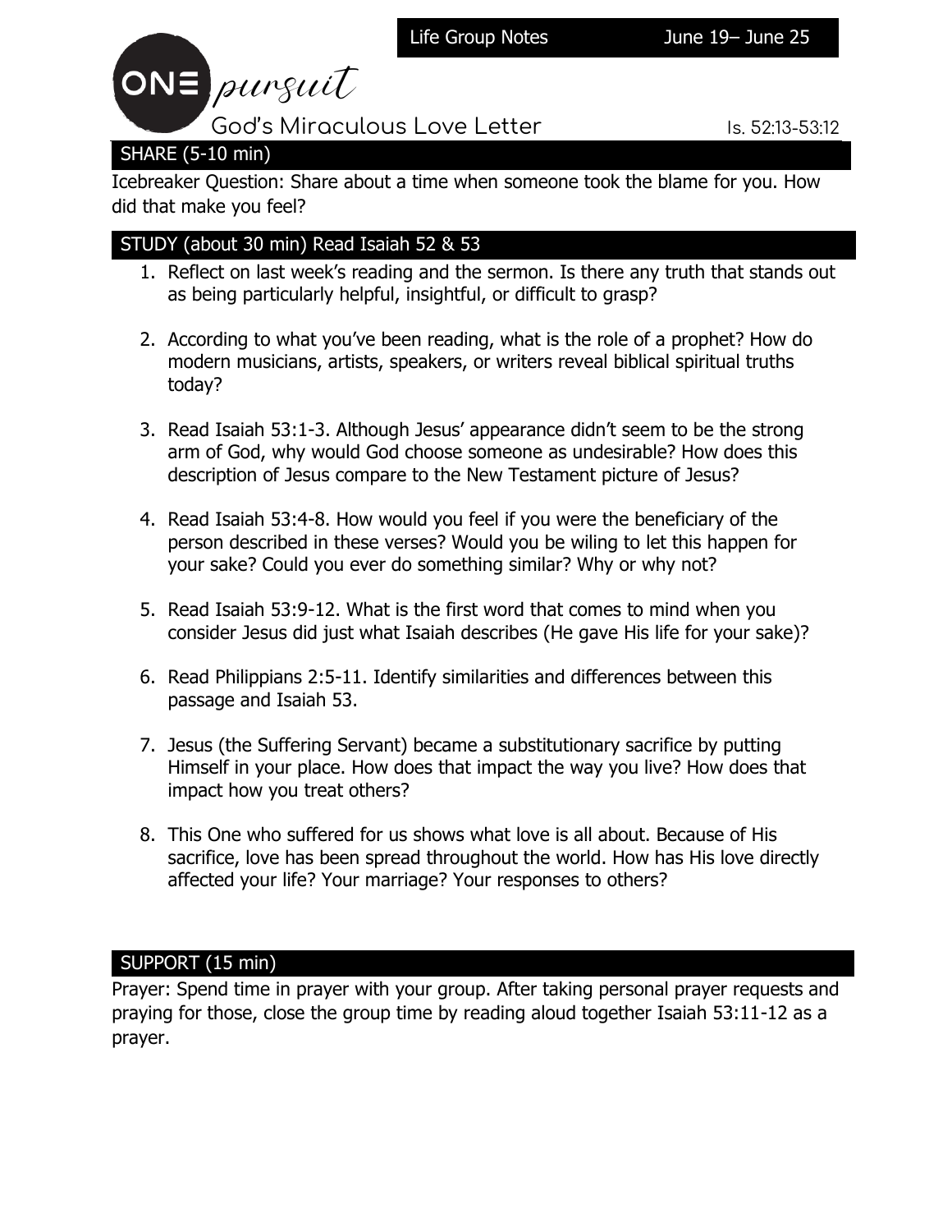Life Group Notes June 19– June 25

# ONE pursuit

## God's Miraculous Love Letter

Is. 52:13-53:12

### SHARE (5-10 min)

Icebreaker Question: Share about a time when someone took the blame for you. How did that make you feel?

### STUDY (about 30 min) Read Isaiah 52 & 53

1. Reflect on last week's reading and the sermon. Is there any truth that stands out as being particularly helpful, insightful, or difficult to grasp?

2. According to what you've been reading, what is the role of a prophet? How do modern musicians, artists, speakers, or writers reveal biblical spiritual truths today?

3. Read Isaiah 53:1-3. Although Jesus' appearance didn't seem to be the strong arm of God, why would God choose someone as undesirable? How does this description of Jesus compare to the New Testament picture of Jesus?

4. Read Isaiah 53:4-8. How would you feel if you were the beneficiary of the person described in these verses? Would you be wiling to let this happen for your sake? Could you ever do something similar? Why or why not?

5. Read Isaiah 53:9-12. What is the first word that comes to mind when you consider Jesus did just what Isaiah describes (He gave His life for your sake)?

6. Read Philippians 2:5-11. Identify similarities and differences between this passage and Isaiah 53.

7. Jesus (the Suffering Servant) became a substitutionary sacrifice by putting Himself in your place. How does that impact the way you live? How does that impact how you treat others?

8. This One who suffered for us shows what love is all about. Because of His sacrifice, love has been spread throughout the world. How has His love directly affected your life? Your marriage? Your responses to others?

### SUPPORT (15 min)

Prayer: Spend time in prayer with your group. After taking personal prayer requests and praying for those, close the group time by reading aloud together Isaiah 53:11-12 as a prayer.